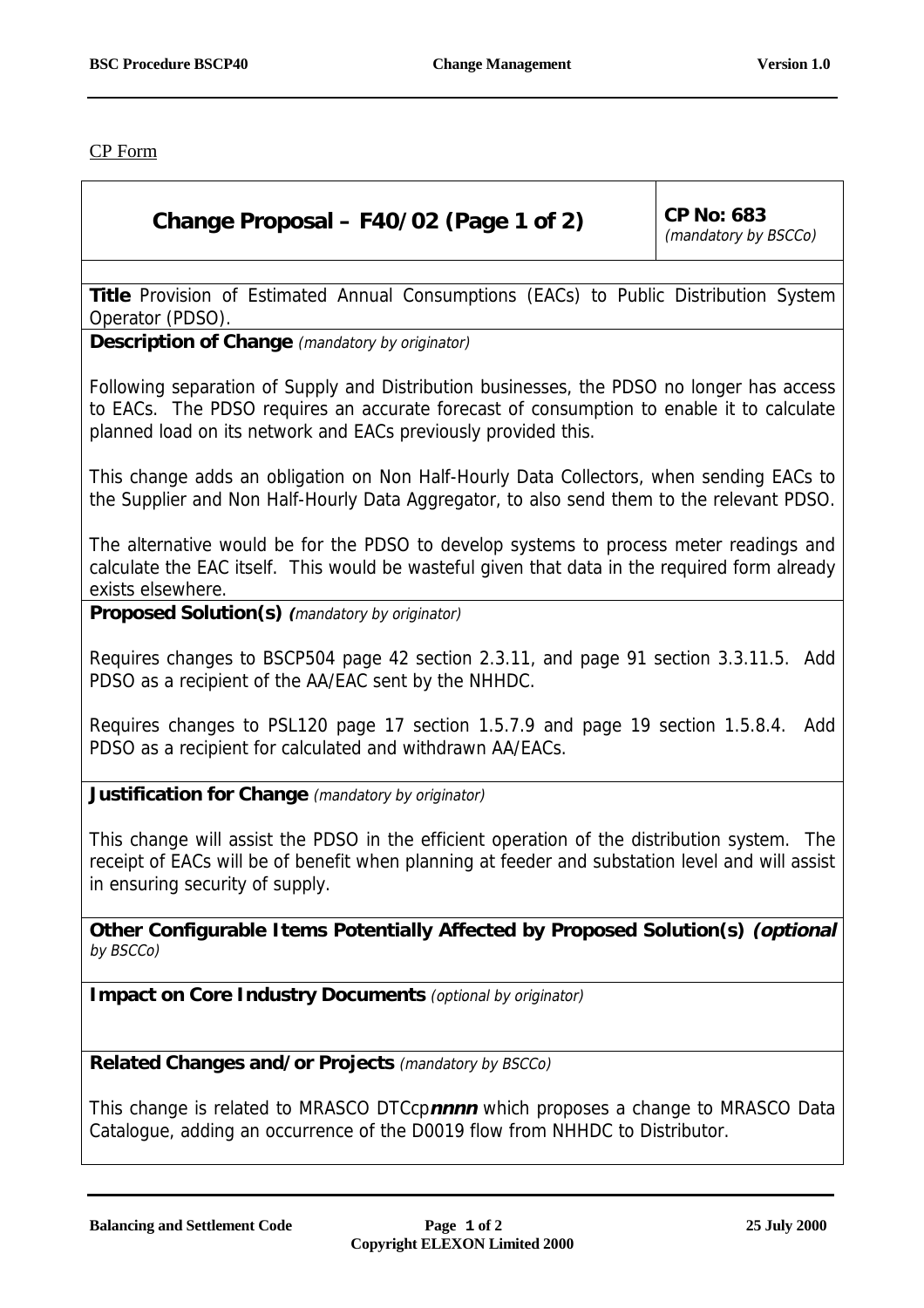CP Form

| **Change Proposal – F40/02 (Page 1 of 2)** | **CP No: 683** *(mandatory by BSCCo)* |
|---|---|

**Title** Provision of Estimated Annual Consumptions (EACs) to Public Distribution System Operator (PDSO).

**Description of Change** *(mandatory by originator)*

Following separation of Supply and Distribution businesses, the PDSO no longer has access to EACs. The PDSO requires an accurate forecast of consumption to enable it to calculate planned load on its network and EACs previously provided this.

This change adds an obligation on Non Half-Hourly Data Collectors, when sending EACs to the Supplier and Non Half-Hourly Data Aggregator, to also send them to the relevant PDSO.

The alternative would be for the PDSO to develop systems to process meter readings and calculate the EAC itself. This would be wasteful given that data in the required form already exists elsewhere.

**Proposed Solution(s)** *(mandatory by originator)*

Requires changes to BSCP504 page 42 section 2.3.11, and page 91 section 3.3.11.5. Add PDSO as a recipient of the AA/EAC sent by the NHHDC.

Requires changes to PSL120 page 17 section 1.5.7.9 and page 19 section 1.5.8.4. Add PDSO as a recipient for calculated and withdrawn AA/EACs.

**Justification for Change** *(mandatory by originator)*

This change will assist the PDSO in the efficient operation of the distribution system. The receipt of EACs will be of benefit when planning at feeder and substation level and will assist in ensuring security of supply.

**Other Configurable Items Potentially Affected by Proposed Solution(s)** ***(optional*** *by BSCCo)*

**Impact on Core Industry Documents** *(optional by originator)*

**Related Changes and/or Projects** *(mandatory by BSCCo)*

This change is related to MRASCO DTCcp***nnnn*** which proposes a change to MRASCO Data Catalogue, adding an occurrence of the D0019 flow from NHHDC to Distributor.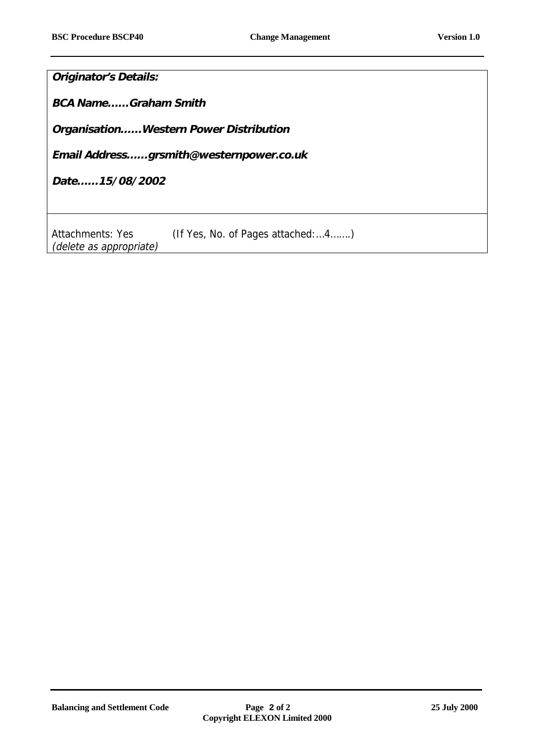***Originator's Details:***

***BCA Name……Graham Smith***

***Organisation……Western Power Distribution***

***Email Address……grsmith@westernpower.co.uk***

***Date……15/08/2002***

| | |
|---|---|
| Attachments: Yes *(delete as appropriate)* | (If Yes, No. of Pages attached:…4…….) |